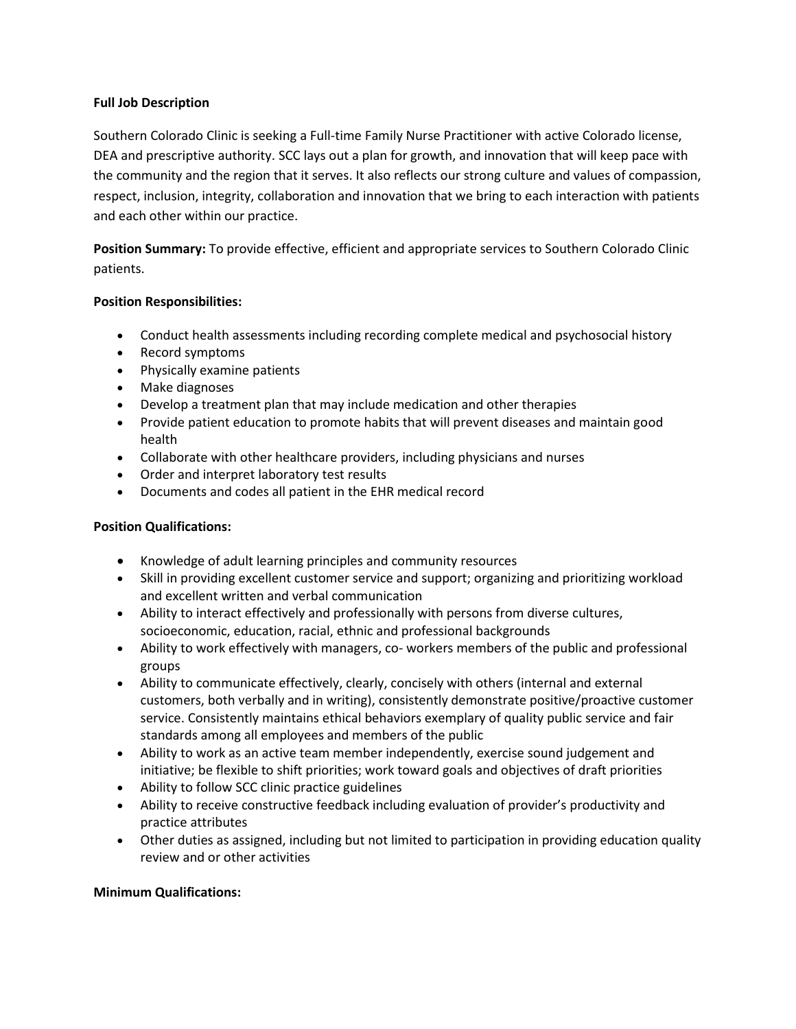**Full Job Description**

Southern Colorado Clinic is seeking a Full-time Family Nurse Practitioner with active Colorado license, DEA and prescriptive authority. SCC lays out a plan for growth, and innovation that will keep pace with the community and the region that it serves. It also reflects our strong culture and values of compassion, respect, inclusion, integrity, collaboration and innovation that we bring to each interaction with patients and each other within our practice.

**Position Summary:** To provide effective, efficient and appropriate services to Southern Colorado Clinic patients.

**Position Responsibilities:**

- Conduct health assessments including recording complete medical and psychosocial history
- Record symptoms
- Physically examine patients
- Make diagnoses
- Develop a treatment plan that may include medication and other therapies
- Provide patient education to promote habits that will prevent diseases and maintain good health
- Collaborate with other healthcare providers, including physicians and nurses
- Order and interpret laboratory test results
- Documents and codes all patient in the EHR medical record

**Position Qualifications:**

- Knowledge of adult learning principles and community resources
- Skill in providing excellent customer service and support; organizing and prioritizing workload and excellent written and verbal communication
- Ability to interact effectively and professionally with persons from diverse cultures, socioeconomic, education, racial, ethnic and professional backgrounds
- Ability to work effectively with managers, co- workers members of the public and professional groups
- Ability to communicate effectively, clearly, concisely with others (internal and external customers, both verbally and in writing), consistently demonstrate positive/proactive customer service. Consistently maintains ethical behaviors exemplary of quality public service and fair standards among all employees and members of the public
- Ability to work as an active team member independently, exercise sound judgement and initiative; be flexible to shift priorities; work toward goals and objectives of draft priorities
- Ability to follow SCC clinic practice guidelines
- Ability to receive constructive feedback including evaluation of provider's productivity and practice attributes
- Other duties as assigned, including but not limited to participation in providing education quality review and or other activities

**Minimum Qualifications:**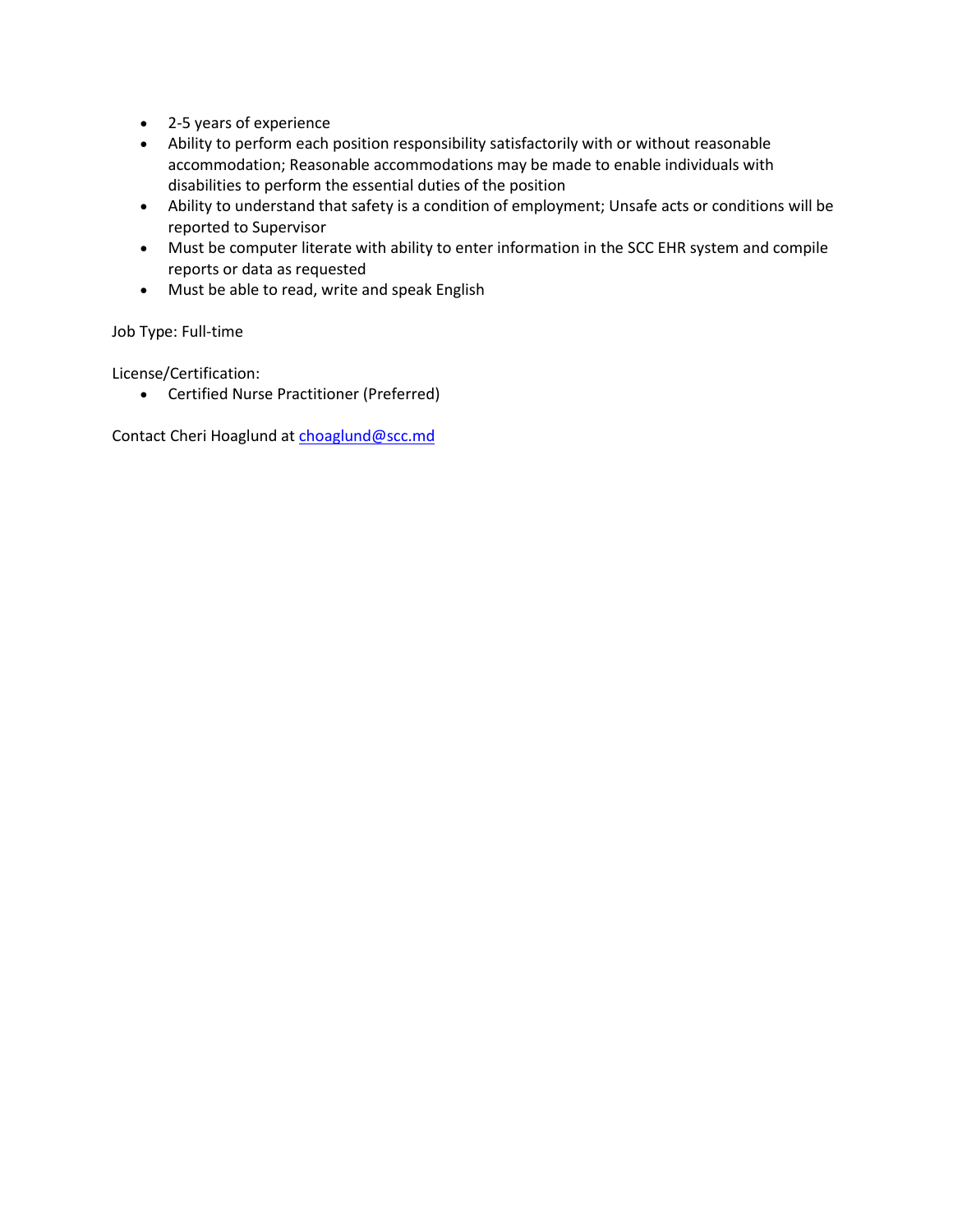- 2-5 years of experience
- Ability to perform each position responsibility satisfactorily with or without reasonable accommodation; Reasonable accommodations may be made to enable individuals with disabilities to perform the essential duties of the position
- Ability to understand that safety is a condition of employment; Unsafe acts or conditions will be reported to Supervisor
- Must be computer literate with ability to enter information in the SCC EHR system and compile reports or data as requested
- Must be able to read, write and speak English

Job Type: Full-time

License/Certification:

- Certified Nurse Practitioner (Preferred)

Contact Cheri Hoaglund at [choaglund@scc.md](mailto:choaglund@scc.md)